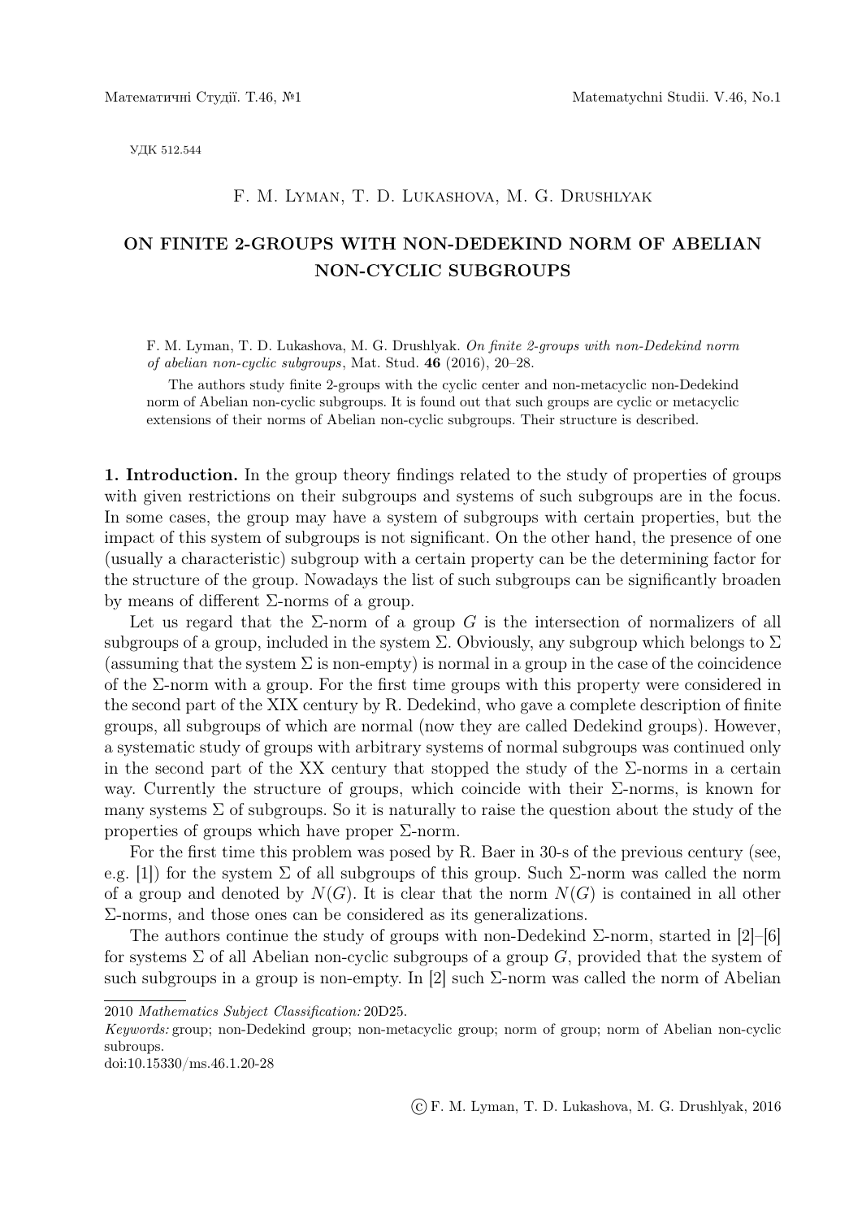УДК 512.544

F. M. Lyman, T. D. Lukashova, M. G. Drushlyak

# ON FINITE 2-GROUPS WITH NON-DEDEKIND NORM OF ABELIAN NON-CYCLIC SUBGROUPS

F. M. Lyman, T. D. Lukashova, M. G. Drushlyak. *On finite 2-groups with non-Dedekind norm of abelian non-cyclic subgroups*, Mat. Stud. **46** (2016), 20–28.

The authors study finite 2-groups with the cyclic center and non-metacyclic non-Dedekind norm of Abelian non-cyclic subgroups. It is found out that such groups are cyclic or metacyclic extensions of their norms of Abelian non-cyclic subgroups. Their structure is described.

**1. Introduction.** In the group theory findings related to the study of properties of groups with given restrictions on their subgroups and systems of such subgroups are in the focus. In some cases, the group may have a system of subgroups with certain properties, but the impact of this system of subgroups is not significant. On the other hand, the presence of one (usually a characteristic) subgroup with a certain property can be the determining factor for the structure of the group. Nowadays the list of such subgroups can be significantly broaden by means of different $\Sigma$-norms of a group.

Let us regard that the $\Sigma$-norm of a group $G$ is the intersection of normalizers of all subgroups of a group, included in the system $\Sigma$. Obviously, any subgroup which belongs to $\Sigma$ (assuming that the system $\Sigma$ is non-empty) is normal in a group in the case of the coincidence of the $\Sigma$-norm with a group. For the first time groups with this property were considered in the second part of the XIX century by R. Dedekind, who gave a complete description of finite groups, all subgroups of which are normal (now they are called Dedekind groups). However, a systematic study of groups with arbitrary systems of normal subgroups was continued only in the second part of the XX century that stopped the study of the $\Sigma$-norms in a certain way. Currently the structure of groups, which coincide with their $\Sigma$-norms, is known for many systems $\Sigma$ of subgroups. So it is naturally to raise the question about the study of the properties of groups which have proper $\Sigma$-norm.

For the first time this problem was posed by R. Baer in 30-s of the previous century (see, e.g. [1]) for the system $\Sigma$ of all subgroups of this group. Such $\Sigma$-norm was called the norm of a group and denoted by $N(G)$. It is clear that the norm $N(G)$ is contained in all other $\Sigma$-norms, and those ones can be considered as its generalizations.

The authors continue the study of groups with non-Dedekind $\Sigma$-norm, started in [2]–[6] for systems $\Sigma$ of all Abelian non-cyclic subgroups of a group $G$, provided that the system of such subgroups in a group is non-empty. In [2] such $\Sigma$-norm was called the norm of Abelian

2010 *Mathematics Subject Classification:* 20D25.

*Keywords:* group; non-Dedekind group; non-metacyclic group; norm of group; norm of Abelian non-cyclic subroups.

doi:10.15330/ms.46.1.20-28

© F. M. Lyman, T. D. Lukashova, M. G. Drushlyak, 2016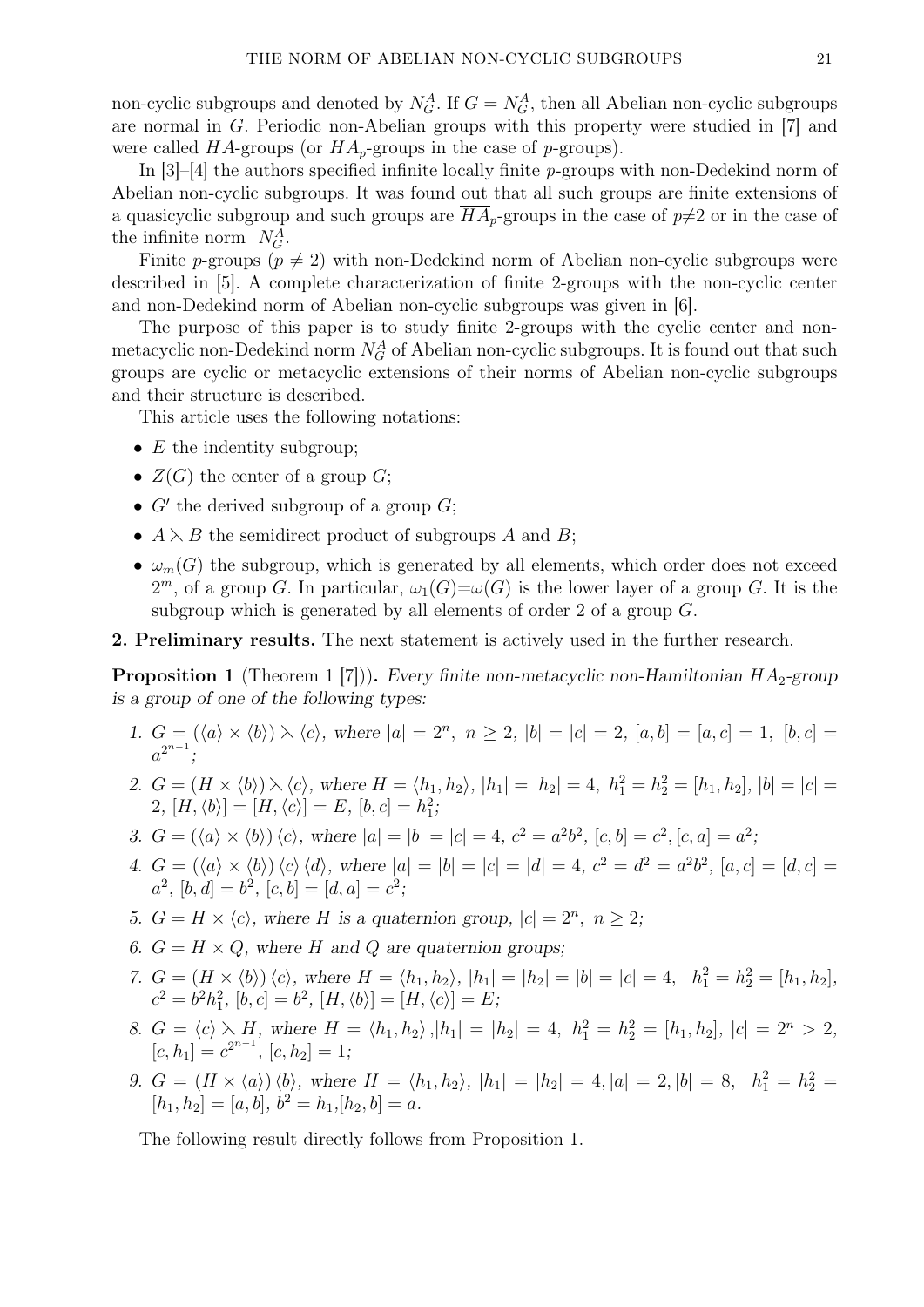non-cyclic subgroups and denoted by $N_G^A$. If $G = N_G^A$, then all Abelian non-cyclic subgroups are normal in $G$. Periodic non-Abelian groups with this property were studied in [7] and were called $\overline{HA}$-groups (or $\overline{HA}_p$-groups in the case of $p$-groups).

In [3]–[4] the authors specified infinite locally finite $p$-groups with non-Dedekind norm of Abelian non-cyclic subgroups. It was found out that all such groups are finite extensions of a quasicyclic subgroup and such groups are $\overline{HA}_p$-groups in the case of $p\neq 2$ or in the case of the infinite norm $N_G^A$.

Finite $p$-groups ($p \neq 2$) with non-Dedekind norm of Abelian non-cyclic subgroups were described in [5]. A complete characterization of finite 2-groups with the non-cyclic center and non-Dedekind norm of Abelian non-cyclic subgroups was given in [6].

The purpose of this paper is to study finite 2-groups with the cyclic center and non-metacyclic non-Dedekind norm $N_G^A$ of Abelian non-cyclic subgroups. It is found out that such groups are cyclic or metacyclic extensions of their norms of Abelian non-cyclic subgroups and their structure is described.

This article uses the following notations:

- $E$ the indentity subgroup;
- $Z(G)$ the center of a group $G$;
- $G'$ the derived subgroup of a group $G$;
- $A \leftthreetimes B$ the semidirect product of subgroups $A$ and $B$;
- $\omega_m(G)$ the subgroup, which is generated by all elements, which order does not exceed $2^m$, of a group $G$. In particular, $\omega_1(G)=\omega(G)$ is the lower layer of a group $G$. It is the subgroup which is generated by all elements of order 2 of a group $G$.

**2. Preliminary results.** The next statement is actively used in the further research.

**Proposition 1** (Theorem 1 [7])**.** *Every finite non-metacyclic non-Hamiltonian $\overline{HA}_2$-group is a group of one of the following types:*

1. $G = (\langle a\rangle \times \langle b\rangle) \leftthreetimes \langle c\rangle$, *where* $|a| = 2^n$, $n \geq 2$, $|b| = |c| = 2$, $[a, b] = [a, c] = 1$, $[b, c] = a^{2^{n-1}}$;
2. $G = (H \times \langle b\rangle) \leftthreetimes \langle c\rangle$, *where* $H = \langle h_1, h_2\rangle$, $|h_1| = |h_2| = 4$, $h_1^2 = h_2^2 = [h_1, h_2]$, $|b| = |c| = 2$, $[H, \langle b\rangle] = [H, \langle c\rangle] = E$, $[b, c] = h_1^2$;
3. $G = (\langle a\rangle \times \langle b\rangle) \langle c\rangle$, *where* $|a| = |b| = |c| = 4$, $c^2 = a^2b^2$, $[c, b] = c^2, [c, a] = a^2$;
4. $G = (\langle a\rangle \times \langle b\rangle) \langle c\rangle \langle d\rangle$, *where* $|a| = |b| = |c| = |d| = 4$, $c^2 = d^2 = a^2b^2$, $[a, c] = [d, c] = a^2$, $[b, d] = b^2$, $[c, b] = [d, a] = c^2$;
5. $G = H \times \langle c\rangle$, *where $H$ is a quaternion group,* $|c| = 2^n$, $n \geq 2$;
6. $G = H \times Q$, *where $H$ and $Q$ are quaternion groups;*
7. $G = (H \times \langle b\rangle) \langle c\rangle$, *where* $H = \langle h_1, h_2\rangle$, $|h_1| = |h_2| = |b| = |c| = 4$, $h_1^2 = h_2^2 = [h_1, h_2]$, $c^2 = b^2h_1^2$, $[b, c] = b^2$, $[H, \langle b\rangle] = [H, \langle c\rangle] = E$;
8. $G = \langle c\rangle \leftthreetimes H$, *where* $H = \langle h_1, h_2\rangle$, $|h_1| = |h_2| = 4$, $h_1^2 = h_2^2 = [h_1, h_2]$, $|c| = 2^n > 2$, $[c, h_1] = c^{2^{n-1}}$, $[c, h_2] = 1$;
9. $G = (H \times \langle a\rangle) \langle b\rangle$, *where* $H = \langle h_1, h_2\rangle$, $|h_1| = |h_2| = 4, |a| = 2, |b| = 8$, $h_1^2 = h_2^2 = [h_1, h_2] = [a, b]$, $b^2 = h_1, [h_2, b] = a$.

The following result directly follows from Proposition 1.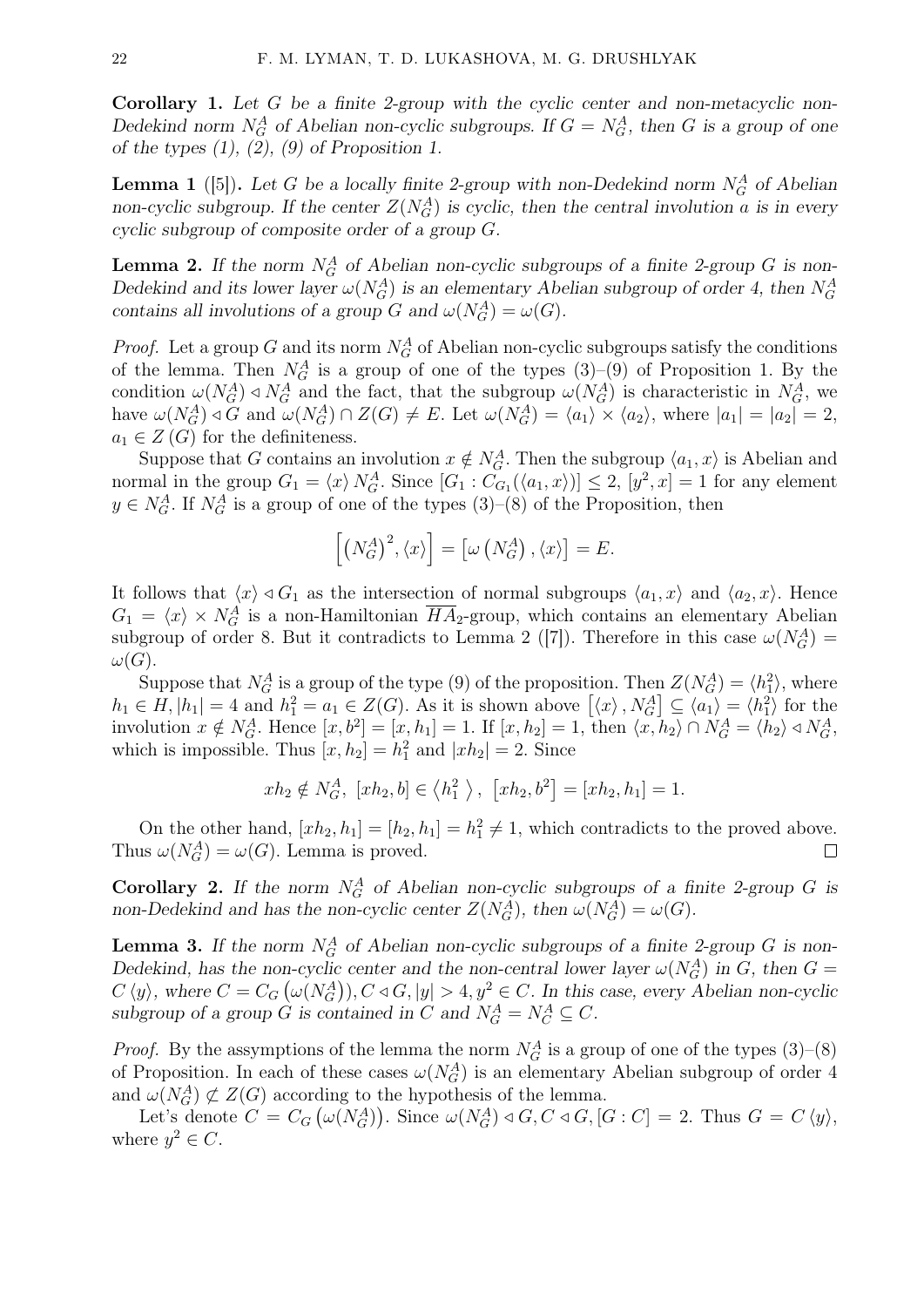**Corollary 1.** *Let $G$ be a finite 2-group with the cyclic center and non-metacyclic non-Dedekind norm $N_G^A$ of Abelian non-cyclic subgroups. If $G = N_G^A$, then $G$ is a group of one of the types (1), (2), (9) of Proposition 1.*

**Lemma 1** ([5])**.** *Let $G$ be a locally finite 2-group with non-Dedekind norm $N_G^A$ of Abelian non-cyclic subgroup. If the center $Z(N_G^A)$ is cyclic, then the central involution $a$ is in every cyclic subgroup of composite order of a group $G$.*

**Lemma 2.** *If the norm $N_G^A$ of Abelian non-cyclic subgroups of a finite 2-group $G$ is non-Dedekind and its lower layer $\omega(N_G^A)$ is an elementary Abelian subgroup of order 4, then $N_G^A$ contains all involutions of a group $G$ and $\omega(N_G^A) = \omega(G)$.*

*Proof.* Let a group $G$ and its norm $N_G^A$ of Abelian non-cyclic subgroups satisfy the conditions of the lemma. Then $N_G^A$ is a group of one of the types (3)–(9) of Proposition 1. By the condition $\omega(N_G^A) \triangleleft N_G^A$ and the fact, that the subgroup $\omega(N_G^A)$ is characteristic in $N_G^A$, we have $\omega(N_G^A) \triangleleft G$ and $\omega(N_G^A) \cap Z(G) \neq E$. Let $\omega(N_G^A) = \langle a_1 \rangle \times \langle a_2 \rangle$, where $|a_1| = |a_2| = 2$, $a_1 \in Z(G)$ for the definiteness.

Suppose that $G$ contains an involution $x \notin N_G^A$. Then the subgroup $\langle a_1, x \rangle$ is Abelian and normal in the group $G_1 = \langle x \rangle N_G^A$. Since $[G_1 : C_{G_1}(\langle a_1, x \rangle)] \leq 2$, $[y^2, x] = 1$ for any element $y \in N_G^A$. If $N_G^A$ is a group of one of the types (3)–(8) of the Proposition, then

$$\left[ \left( N_G^A \right)^2, \langle x \rangle \right] = \left[ \omega \left( N_G^A \right), \langle x \rangle \right] = E.$$

It follows that $\langle x \rangle \triangleleft G_1$ as the intersection of normal subgroups $\langle a_1, x \rangle$ and $\langle a_2, x \rangle$. Hence $G_1 = \langle x \rangle \times N_G^A$ is a non-Hamiltonian $\overline{HA}_2$-group, which contains an elementary Abelian subgroup of order 8. But it contradicts to Lemma 2 ([7]). Therefore in this case $\omega(N_G^A) = \omega(G)$.

Suppose that $N_G^A$ is a group of the type (9) of the proposition. Then $Z(N_G^A) = \langle h_1^2 \rangle$, where $h_1 \in H$, $|h_1| = 4$ and $h_1^2 = a_1 \in Z(G)$. As it is shown above $\left[ \langle x \rangle, N_G^A \right] \subseteq \langle a_1 \rangle = \langle h_1^2 \rangle$ for the involution $x \notin N_G^A$. Hence $[x, b^2] = [x, h_1] = 1$. If $[x, h_2] = 1$, then $\langle x, h_2 \rangle \cap N_G^A = \langle h_2 \rangle \triangleleft N_G^A$, which is impossible. Thus $[x, h_2] = h_1^2$ and $|xh_2| = 2$. Since

$$xh_2 \notin N_G^A, \ [xh_2, b] \in \left\langle h_1^2 \right\rangle, \ \left[ xh_2, b^2 \right] = [xh_2, h_1] = 1.$$

On the other hand, $[xh_2, h_1] = [h_2, h_1] = h_1^2 \neq 1$, which contradicts to the proved above. Thus $\omega(N_G^A) = \omega(G)$. Lemma is proved. $\square$

**Corollary 2.** *If the norm $N_G^A$ of Abelian non-cyclic subgroups of a finite 2-group $G$ is non-Dedekind and has the non-cyclic center $Z(N_G^A)$, then $\omega(N_G^A) = \omega(G)$.*

**Lemma 3.** *If the norm $N_G^A$ of Abelian non-cyclic subgroups of a finite 2-group $G$ is non-Dedekind, has the non-cyclic center and the non-central lower layer $\omega(N_G^A)$ in $G$, then $G = C \langle y \rangle$, where $C = C_G\left(\omega(N_G^A)\right), C \triangleleft G, |y| > 4, y^2 \in C$. In this case, every Abelian non-cyclic subgroup of a group $G$ is contained in $C$ and $N_G^A = N_C^A \subseteq C$.*

*Proof.* By the assymptions of the lemma the norm $N_G^A$ is a group of one of the types (3)–(8) of Proposition. In each of these cases $\omega(N_G^A)$ is an elementary Abelian subgroup of order 4 and $\omega(N_G^A) \not\subset Z(G)$ according to the hypothesis of the lemma.

Let's denote $C = C_G\left(\omega(N_G^A)\right)$. Since $\omega(N_G^A) \triangleleft G, C \triangleleft G, [G : C] = 2$. Thus $G = C \langle y \rangle$, where $y^2 \in C$.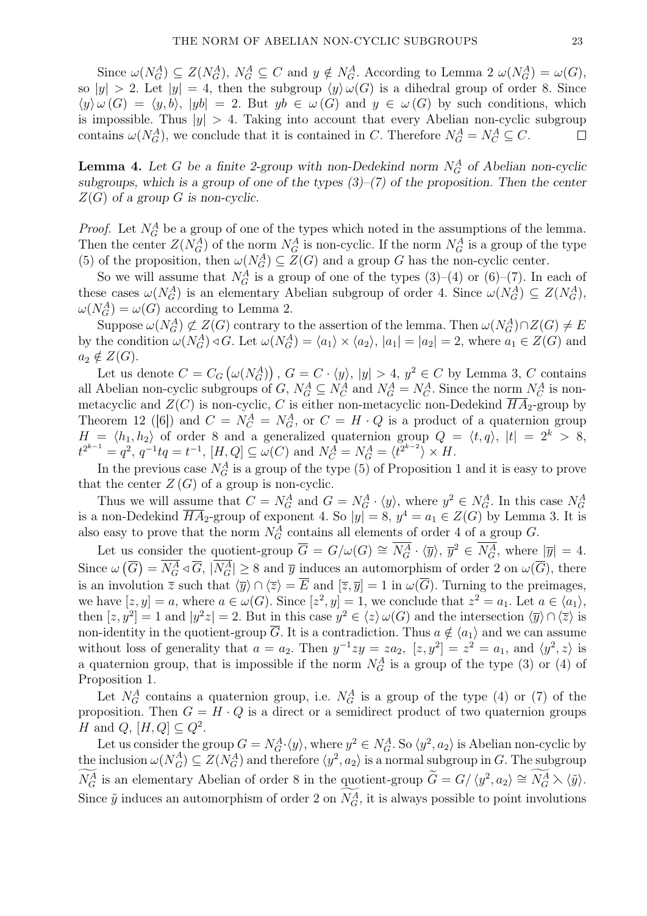Since $\omega(N_G^A) \subseteq Z(N_G^A)$, $N_G^A \subseteq C$ and $y \notin N_G^A$. According to Lemma 2 $\omega(N_G^A) = \omega(G)$, so $|y| > 2$. Let $|y| = 4$, then the subgroup $\langle y \rangle \, \omega(G)$ is a dihedral group of order 8. Since $\langle y \rangle \, \omega(G) = \langle y, b \rangle$, $|yb| = 2$. But $yb \in \omega(G)$ and $y \in \omega(G)$ by such conditions, which is impossible. Thus $|y| > 4$. Taking into account that every Abelian non-cyclic subgroup contains $\omega(N_G^A)$, we conclude that it is contained in $C$. Therefore $N_G^A = N_C^A \subseteq C$. $\square$

**Lemma 4.** *Let $G$ be a finite 2-group with non-Dedekind norm $N_G^A$ of Abelian non-cyclic subgroups, which is a group of one of the types (3)–(7) of the proposition. Then the center $Z(G)$ of a group $G$ is non-cyclic.*

*Proof.* Let $N_G^A$ be a group of one of the types which noted in the assumptions of the lemma. Then the center $Z(N_G^A)$ of the norm $N_G^A$ is non-cyclic. If the norm $N_G^A$ is a group of the type (5) of the proposition, then $\omega(N_G^A) \subseteq Z(G)$ and a group $G$ has the non-cyclic center.

So we will assume that $N_G^A$ is a group of one of the types (3)–(4) or (6)–(7). In each of these cases $\omega(N_G^A)$ is an elementary Abelian subgroup of order 4. Since $\omega(N_G^A) \subseteq Z(N_G^A)$, $\omega(N_G^A) = \omega(G)$ according to Lemma 2.

Suppose $\omega(N_G^A) \not\subseteq Z(G)$ contrary to the assertion of the lemma. Then $\omega(N_G^A) \cap Z(G) \neq E$ by the condition $\omega(N_G^A) \triangleleft G$. Let $\omega(N_G^A) = \langle a_1 \rangle \times \langle a_2 \rangle$, $|a_1| = |a_2| = 2$, where $a_1 \in Z(G)$ and $a_2 \notin Z(G)$.

Let us denote $C = C_G\left(\omega(N_G^A)\right)$, $G = C \cdot \langle y \rangle$, $|y| > 4$, $y^2 \in C$ by Lemma 3, $C$ contains all Abelian non-cyclic subgroups of $G$, $N_G^A \subseteq N_C^A$ and $N_G^A = N_C^A$. Since the norm $N_C^A$ is non-metacyclic and $Z(C)$ is non-cyclic, $C$ is either non-metacyclic non-Dedekind $\overline{HA}_2$-group by Theorem 12 ([6]) and $C = N_C^A = N_G^A$, or $C = H \cdot Q$ is a product of a quaternion group $H = \langle h_1, h_2 \rangle$ of order 8 and a generalized quaternion group $Q = \langle t, q \rangle$, $|t| = 2^k > 8$, $t^{2^{k-1}} = q^2$, $q^{-1}tq = t^{-1}$, $[H, Q] \subseteq \omega(C)$ and $N_C^A = N_G^A = \langle t^{2^{k-2}} \rangle \times H$.

In the previous case $N_G^A$ is a group of the type (5) of Proposition 1 and it is easy to prove that the center $Z(G)$ of a group is non-cyclic.

Thus we will assume that $C = N_G^A$ and $G = N_G^A \cdot \langle y \rangle$, where $y^2 \in N_G^A$. In this case $N_G^A$ is a non-Dedekind $\overline{HA}_2$-group of exponent 4. So $|y| = 8$, $y^4 = a_1 \in Z(G)$ by Lemma 3. It is also easy to prove that the norm $N_G^A$ contains all elements of order 4 of a group $G$.

Let us consider the quotient-group $\overline{G} = G/\omega(G) \cong \overline{N_G^A} \cdot \langle \overline{y} \rangle$, $\overline{y}^2 \in \overline{N_G^A}$, where $|\overline{y}| = 4$. Since $\omega\left(\overline{G}\right) = \overline{N_G^A} \triangleleft \overline{G}$, $|\overline{N_G^A}| \geq 8$ and $\overline{y}$ induces an automorphism of order 2 on $\omega(\overline{G})$, there is an involution $\overline{z}$ such that $\langle \overline{y} \rangle \cap \langle \overline{z} \rangle = \overline{E}$ and $[\overline{z}, \overline{y}] = 1$ in $\omega(\overline{G})$. Turning to the preimages, we have $[z, y] = a$, where $a \in \omega(G)$. Since $[z^2, y] = 1$, we conclude that $z^2 = a_1$. Let $a \in \langle a_1 \rangle$, then $[z, y^2] = 1$ and $|y^2 z| = 2$. But in this case $y^2 \in \langle z \rangle \, \omega(G)$ and the intersection $\langle \overline{y} \rangle \cap \langle \overline{z} \rangle$ is non-identity in the quotient-group $\overline{G}$. It is a contradiction. Thus $a \notin \langle a_1 \rangle$ and we can assume without loss of generality that $a = a_2$. Then $y^{-1}zy = za_2$, $[z, y^2] = z^2 = a_1$, and $\langle y^2, z \rangle$ is a quaternion group, that is impossible if the norm $N_G^A$ is a group of the type (3) or (4) of Proposition 1.

Let $N_G^A$ contains a quaternion group, i.e. $N_G^A$ is a group of the type (4) or (7) of the proposition. Then $G = H \cdot Q$ is a direct or a semidirect product of two quaternion groups $H$ and $Q$, $[H, Q] \subseteq Q^2$.

Let us consider the group $G = N_G^A \cdot \langle y \rangle$, where $y^2 \in N_G^A$. So $\langle y^2, a_2 \rangle$ is Abelian non-cyclic by the inclusion $\omega(N_G^A) \subseteq Z(N_G^A)$ and therefore $\langle y^2, a_2 \rangle$ is a normal subgroup in $G$. The subgroup $\widetilde{N_G^A}$ is an elementary Abelian of order 8 in the quotient-group $\widetilde{G} = G/\langle y^2, a_2 \rangle \cong \widetilde{N_G^A} \leftthreetimes \langle \tilde{y} \rangle$. Since $\tilde{y}$ induces an automorphism of order 2 on $\widetilde{N_G^A}$, it is always possible to point involutions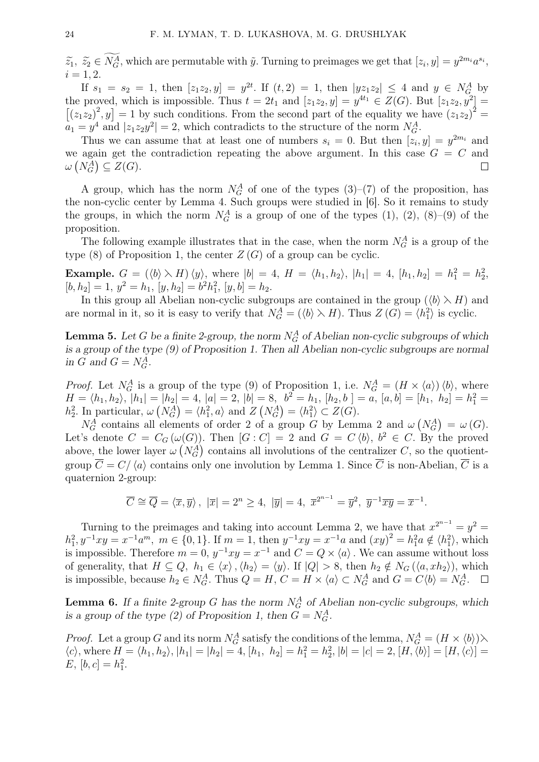$\widetilde{z_1},\ \widetilde{z_2} \in \widetilde{N_G^A}$, which are permutable with $\tilde{y}$. Turning to preimages we get that $[z_i, y] = y^{2m_i}a^{s_i}$, $i = 1, 2$.

If $s_1 = s_2 = 1$, then $[z_1z_2, y] = y^{2t}$. If $(t, 2) = 1$, then $|yz_1z_2| \leq 4$ and $y \in N_G^A$ by the proved, which is impossible. Thus $t = 2t_1$ and $[z_1z_2, y] = y^{4t_1} \in Z(G)$. But $[z_1z_2, y^2] = \left[(z_1z_2)^2, y\right] = 1$ by such conditions. From the second part of the equality we have $(z_1z_2)^2 = a_1 = y^4$ and $|z_1z_2y^2| = 2$, which contradicts to the structure of the norm $N_G^A$.

Thus we can assume that at least one of numbers $s_i = 0$. But then $[z_i, y] = y^{2m_i}$ and we again get the contradiction repeating the above argument. In this case $G = C$ and $\omega\left(N_G^A\right) \subseteq Z(G)$. $\square$

A group, which has the norm $N_G^A$ of one of the types (3)–(7) of the proposition, has the non-cyclic center by Lemma 4. Such groups were studied in [6]. So it remains to study the groups, in which the norm $N_G^A$ is a group of one of the types (1), (2), (8)–(9) of the proposition.

The following example illustrates that in the case, when the norm $N_G^A$ is a group of the type (8) of Proposition 1, the center $Z(G)$ of a group can be cyclic.

**Example.** $G = (\langle b\rangle \leftthreetimes H)\langle y\rangle$, where $|b| = 4$, $H = \langle h_1, h_2\rangle$, $|h_1| = 4$, $[h_1, h_2] = h_1^2 = h_2^2$, $[b, h_2] = 1$, $y^2 = h_1$, $[y, h_2] = b^2h_1^2$, $[y, b] = h_2$.

In this group all Abelian non-cyclic subgroups are contained in the group $(\langle b\rangle \leftthreetimes H)$ and are normal in it, so it is easy to verify that $N_G^A = (\langle b\rangle \leftthreetimes H)$. Thus $Z(G) = \langle h_1^2\rangle$ is cyclic.

**Lemma 5.** *Let $G$ be a finite 2-group, the norm $N_G^A$ of Abelian non-cyclic subgroups of which is a group of the type (9) of Proposition 1. Then all Abelian non-cyclic subgroups are normal in $G$ and $G = N_G^A$.*

*Proof.* Let $N_G^A$ is a group of the type (9) of Proposition 1, i.e. $N_G^A = (H \times \langle a\rangle)\langle b\rangle$, where $H = \langle h_1, h_2\rangle$, $|h_1| = |h_2| = 4$, $|a| = 2$, $|b| = 8$, $b^2 = h_1$, $[h_2, b\,] = a$, $[a, b] = [h_1,\ h_2] = h_1^2 = h_2^2$. In particular, $\omega\left(N_G^A\right) = \langle h_1^2, a\rangle$ and $Z\left(N_G^A\right) = \langle h_1^2\rangle \subset Z(G)$.

$N_G^A$ contains all elements of order 2 of a group $G$ by Lemma 2 and $\omega\left(N_G^A\right) = \omega(G)$. Let's denote $C = C_G(\omega(G))$. Then $[G : C] = 2$ and $G = C\langle b\rangle$, $b^2 \in C$. By the proved above, the lower layer $\omega\left(N_G^A\right)$ contains all involutions of the centralizer $C$, so the quotient-group $\overline{C} = C/\langle a\rangle$ contains only one involution by Lemma 1. Since $\overline{C}$ is non-Abelian, $\overline{C}$ is a quaternion 2-group:

$$\overline{C} \cong \overline{Q} = \langle \overline{x}, \overline{y}\rangle,\ |\overline{x}| = 2^n \geq 4,\ |\overline{y}| = 4,\ \overline{x}^{2^{n-1}} = \overline{y}^2,\ \overline{y}^{-1}\overline{xy} = \overline{x}^{-1}.$$

Turning to the preimages and taking into account Lemma 2, we have that $x^{2^{n-1}} = y^2 = h_1^2, y^{-1}xy = x^{-1}a^m,\ m \in \{0, 1\}$. If $m = 1$, then $y^{-1}xy = x^{-1}a$ and $(xy)^2 = h_1^2a \notin \langle h_1^2\rangle$, which is impossible. Therefore $m = 0$, $y^{-1}xy = x^{-1}$ and $C = Q \times \langle a\rangle$. We can assume without loss of generality, that $H \subseteq Q$, $h_1 \in \langle x\rangle$, $\langle h_2\rangle = \langle y\rangle$. If $|Q| > 8$, then $h_2 \notin N_G(\langle a, xh_2\rangle)$, which is impossible, because $h_2 \in N_G^A$. Thus $Q = H$, $C = H \times \langle a\rangle \subset N_G^A$ and $G = C\langle b\rangle = N_G^A$. $\square$

**Lemma 6.** *If a finite 2-group $G$ has the norm $N_G^A$ of Abelian non-cyclic subgroups, which is a group of the type (2) of Proposition 1, then $G = N_G^A$.*

*Proof.* Let a group $G$ and its norm $N_G^A$ satisfy the conditions of the lemma, $N_G^A = (H \times \langle b\rangle) \leftthreetimes \langle c\rangle$, where $H = \langle h_1, h_2\rangle$, $|h_1| = |h_2| = 4$, $[h_1,\ h_2] = h_1^2 = h_2^2$, $|b| = |c| = 2$, $[H, \langle b\rangle] = [H, \langle c\rangle] = E$, $[b, c] = h_1^2$.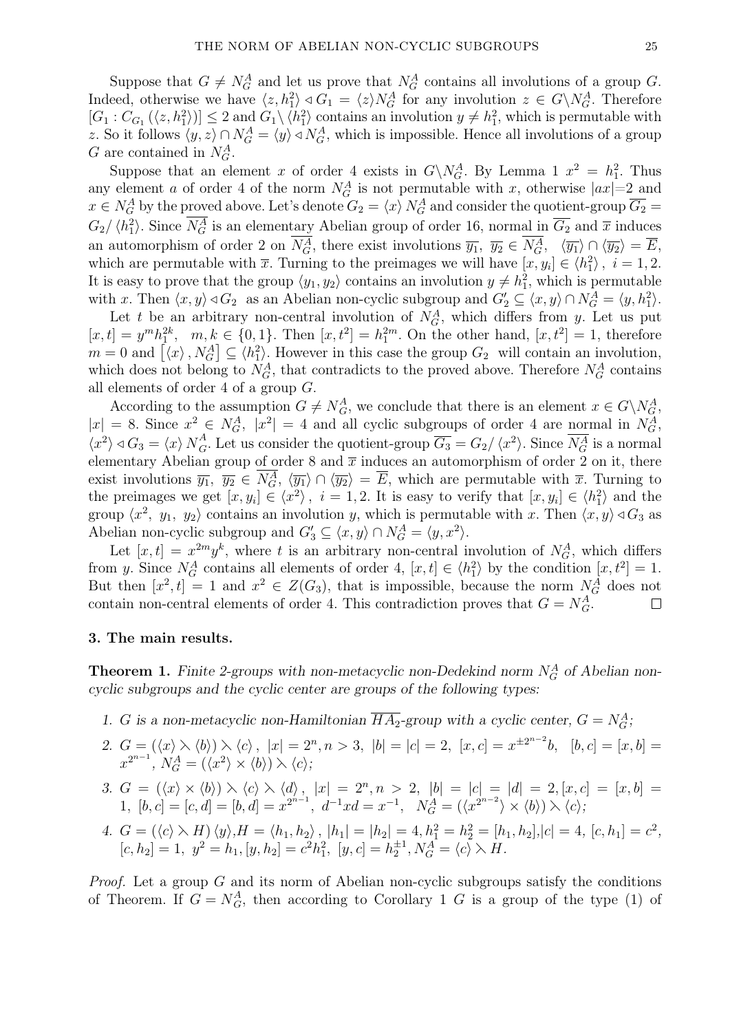Suppose that $G \neq N_G^A$ and let us prove that $N_G^A$ contains all involutions of a group $G$. Indeed, otherwise we have $\langle z, h_1^2 \rangle \lhd G_1 = \langle z \rangle N_G^A$ for any involution $z \in G \backslash N_G^A$. Therefore $[G_1 : C_{G_1}(\langle z, h_1^2 \rangle)] \leq 2$ and $G_1 \backslash \langle h_1^2 \rangle$ contains an involution $y \neq h_1^2$, which is permutable with $z$. So it follows $\langle y, z \rangle \cap N_G^A = \langle y \rangle \lhd N_G^A$, which is impossible. Hence all involutions of a group $G$ are contained in $N_G^A$.

Suppose that an element $x$ of order 4 exists in $G \backslash N_G^A$. By Lemma 1 $x^2 = h_1^2$. Thus any element $a$ of order 4 of the norm $N_G^A$ is not permutable with $x$, otherwise $|ax|$=2 and $x \in N_G^A$ by the proved above. Let's denote $G_2 = \langle x \rangle N_G^A$ and consider the quotient-group $\overline{G_2} = G_2 / \langle h_1^2 \rangle$. Since $\overline{N_G^A}$ is an elementary Abelian group of order 16, normal in $\overline{G_2}$ and $\overline{x}$ induces an automorphism of order 2 on $\overline{N_G^A}$, there exist involutions $\overline{y_1},\ \overline{y_2} \in \overline{N_G^A}$, $\langle \overline{y_1} \rangle \cap \langle \overline{y_2} \rangle = \overline{E}$, which are permutable with $\overline{x}$. Turning to the preimages we will have $[x, y_i] \in \langle h_1^2 \rangle,\ i = 1, 2$. It is easy to prove that the group $\langle y_1, y_2 \rangle$ contains an involution $y \neq h_1^2$, which is permutable with $x$. Then $\langle x, y \rangle \lhd G_2$ as an Abelian non-cyclic subgroup and $G_2' \subseteq \langle x, y \rangle \cap N_G^A = \langle y, h_1^2 \rangle$.

Let $t$ be an arbitrary non-central involution of $N_G^A$, which differs from $y$. Let us put $[x, t] = y^m h_1^{2k},\ \ m, k \in \{0, 1\}$. Then $[x, t^2] = h_1^{2m}$. On the other hand, $[x, t^2] = 1$, therefore $m = 0$ and $\left[\langle x \rangle, N_G^A\right] \subseteq \langle h_1^2 \rangle$. However in this case the group $G_2$ will contain an involution, which does not belong to $N_G^A$, that contradicts to the proved above. Therefore $N_G^A$ contains all elements of order 4 of a group $G$.

According to the assumption $G \neq N_G^A$, we conclude that there is an element $x \in G \backslash N_G^A$, $|x| = 8$. Since $x^2 \in N_G^A$, $|x^2| = 4$ and all cyclic subgroups of order 4 are normal in $N_G^A$, $\langle x^2 \rangle \lhd G_3 = \langle x \rangle N_G^A$. Let us consider the quotient-group $\overline{G_3} = G_2 / \langle x^2 \rangle$. Since $\overline{N_G^A}$ is a normal elementary Abelian group of order 8 and $\overline{x}$ induces an automorphism of order 2 on it, there exist involutions $\overline{y_1},\ \overline{y_2} \in \overline{N_G^A}$, $\langle \overline{y_1} \rangle \cap \langle \overline{y_2} \rangle = \overline{E}$, which are permutable with $\overline{x}$. Turning to the preimages we get $[x, y_i] \in \langle x^2 \rangle,\ i = 1, 2$. It is easy to verify that $[x, y_i] \in \langle h_1^2 \rangle$ and the group $\langle x^2,\ y_1,\ y_2 \rangle$ contains an involution $y$, which is permutable with $x$. Then $\langle x, y \rangle \lhd G_3$ as Abelian non-cyclic subgroup and $G_3' \subseteq \langle x, y \rangle \cap N_G^A = \langle y, x^2 \rangle$.

Let $[x, t] = x^{2m} y^k$, where $t$ is an arbitrary non-central involution of $N_G^A$, which differs from $y$. Since $N_G^A$ contains all elements of order 4, $[x, t] \in \langle h_1^2 \rangle$ by the condition $[x, t^2] = 1$. But then $[x^2, t] = 1$ and $x^2 \in Z(G_3)$, that is impossible, because the norm $N_G^A$ does not contain non-central elements of order 4. This contradiction proves that $G = N_G^A$. $\square$

## 3. The main results.

**Theorem 1.** *Finite 2-groups with non-metacyclic non-Dedekind norm $N_G^A$ of Abelian non-cyclic subgroups and the cyclic center are groups of the following types:*

1. *$G$ is a non-metacyclic non-Hamiltonian $\overline{HA_2}$-group with a cyclic center, $G = N_G^A$;*
2. $G = (\langle x \rangle \leftthreetimes \langle b \rangle) \leftthreetimes \langle c \rangle,\ |x| = 2^n, n > 3,\ |b| = |c| = 2,\ [x, c] = x^{\pm 2^{n-2}} b,\ \ [b, c] = [x, b] = x^{2^{n-1}},\ N_G^A = (\langle x^2 \rangle \times \langle b \rangle) \leftthreetimes \langle c \rangle;$
3. $G = (\langle x \rangle \times \langle b \rangle) \leftthreetimes \langle c \rangle \leftthreetimes \langle d \rangle,\ |x| = 2^n, n > 2,\ |b| = |c| = |d| = 2, [x, c] = [x, b] = 1,\ [b, c] = [c, d] = [b, d] = x^{2^{n-1}},\ d^{-1} x d = x^{-1},\ \ N_G^A = (\langle x^{2^{n-2}} \rangle \times \langle b \rangle) \leftthreetimes \langle c \rangle;$
4. $G = (\langle c \rangle \leftthreetimes H) \langle y \rangle, H = \langle h_1, h_2 \rangle,\ |h_1| = |h_2| = 4, h_1^2 = h_2^2 = [h_1, h_2], |c| = 4,\ [c, h_1] = c^2,\ [c, h_2] = 1,\ y^2 = h_1, [y, h_2] = c^2 h_1^2,\ [y, c] = h_2^{\pm 1}, N_G^A = \langle c \rangle \leftthreetimes H.$

*Proof.* Let a group $G$ and its norm of Abelian non-cyclic subgroups satisfy the conditions of Theorem. If $G = N_G^A$, then according to Corollary 1 $G$ is a group of the type (1) of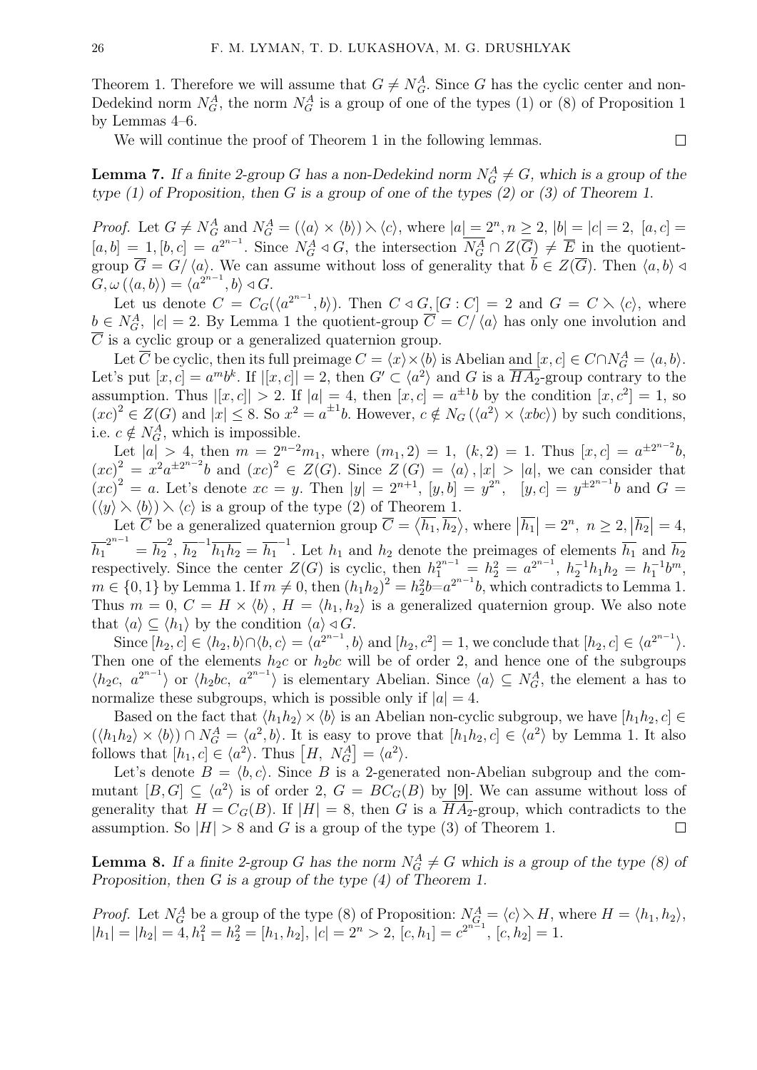Theorem 1. Therefore we will assume that $G \neq N_G^A$. Since $G$ has the cyclic center and non-Dedekind norm $N_G^A$, the norm $N_G^A$ is a group of one of the types (1) or (8) of Proposition 1 by Lemmas 4–6.

We will continue the proof of Theorem 1 in the following lemmas. $\square$

**Lemma 7.** *If a finite 2-group $G$ has a non-Dedekind norm $N_G^A \neq G$, which is a group of the type (1) of Proposition, then $G$ is a group of one of the types (2) or (3) of Theorem 1.*

*Proof.* Let $G \neq N_G^A$ and $N_G^A = (\langle a\rangle \times \langle b\rangle) \leftthreetimes \langle c\rangle$, where $|a| = 2^n, n \geq 2$, $|b| = |c| = 2$, $[a,c] = [a,b] = 1, [b,c] = a^{2^{n-1}}$. Since $N_G^A \lhd G$, the intersection $\overline{N_G^A} \cap Z(\overline{G}) \neq \overline{E}$ in the quotient-group $\overline{G} = G/\langle a\rangle$. We can assume without loss of generality that $\overline{b} \in Z(\overline{G})$. Then $\langle a, b\rangle \lhd G, \omega\left(\langle a, b\rangle\right) = \langle a^{2^{n-1}}, b\rangle \lhd G$.

Let us denote $C = C_G(\langle a^{2^{n-1}}, b\rangle)$. Then $C \lhd G, [G:C] = 2$ and $G = C \leftthreetimes \langle c\rangle$, where $b \in N_G^A$, $|c| = 2$. By Lemma 1 the quotient-group $\overline{C} = C/\langle a\rangle$ has only one involution and $\overline{C}$ is a cyclic group or a generalized quaternion group.

Let $\overline{C}$ be cyclic, then its full preimage $C = \langle x\rangle \times \langle b\rangle$ is Abelian and $[x,c] \in C \cap N_G^A = \langle a, b\rangle$. Let's put $[x,c] = a^m b^k$. If $|[x,c]| = 2$, then $G' \subset \langle a^2\rangle$ and $G$ is a $\overline{HA_2}$-group contrary to the assumption. Thus $|[x,c]| > 2$. If $|a| = 4$, then $[x,c] = a^{\pm 1}b$ by the condition $[x, c^2] = 1$, so $(xc)^2 \in Z(G)$ and $|x| \leq 8$. So $x^2 = a^{\pm 1}b$. However, $c \notin N_G(\langle a^2\rangle \times \langle xbc\rangle)$ by such conditions, i.e. $c \notin N_G^A$, which is impossible.

Let $|a| > 4$, then $m = 2^{n-2}m_1$, where $(m_1, 2) = 1$, $(k, 2) = 1$. Thus $[x, c] = a^{\pm 2^{n-2}}b$, $(xc)^2 = x^2 a^{\pm 2^{n-2}} b$ and $(xc)^2 \in Z(G)$. Since $Z(G) = \langle a\rangle, |x| > |a|$, we can consider that $(xc)^2 = a$. Let's denote $xc = y$. Then $|y| = 2^{n+1}$, $[y, b] = y^{2^n}$, $[y, c] = y^{\pm 2^{n-1}}b$ and $G = (\langle y\rangle \leftthreetimes \langle b\rangle) \leftthreetimes \langle c\rangle$ is a group of the type (2) of Theorem 1.

Let $\overline{C}$ be a generalized quaternion group $\overline{C} = \langle \overline{h_1}, \overline{h_2}\rangle$, where $|\overline{h_1}| = 2^n$, $n \geq 2$, $|\overline{h_2}| = 4$, $\overline{h_1}^{2^{n-1}} = \overline{h_2}^2$, $\overline{h_2}^{-1}\overline{h_1}\overline{h_2} = \overline{h_1}^{-1}$. Let $h_1$ and $h_2$ denote the preimages of elements $\overline{h_1}$ and $\overline{h_2}$ respectively. Since the center $Z(G)$ is cyclic, then $h_1^{2^{n-1}} = h_2^2 = a^{2^{n-1}}$, $h_2^{-1}h_1h_2 = h_1^{-1}b^m$, $m \in \{0, 1\}$ by Lemma 1. If $m \neq 0$, then $(h_1h_2)^2 = h_2^2 b = a^{2^{n-1}}b$, which contradicts to Lemma 1. Thus $m = 0$, $C = H \times \langle b\rangle$, $H = \langle h_1, h_2\rangle$ is a generalized quaternion group. We also note that $\langle a\rangle \subseteq \langle h_1\rangle$ by the condition $\langle a\rangle \lhd G$.

Since $[h_2, c] \in \langle h_2, b\rangle \cap \langle b, c\rangle = \langle a^{2^{n-1}}, b\rangle$ and $[h_2, c^2] = 1$, we conclude that $[h_2, c] \in \langle a^{2^{n-1}}\rangle$. Then one of the elements $h_2c$ or $h_2bc$ will be of order 2, and hence one of the subgroups $\langle h_2c,\ a^{2^{n-1}}\rangle$ or $\langle h_2bc,\ a^{2^{n-1}}\rangle$ is elementary Abelian. Since $\langle a\rangle \subseteq N_G^A$, the element $a$ has to normalize these subgroups, which is possible only if $|a| = 4$.

Based on the fact that $\langle h_1h_2\rangle \times \langle b\rangle$ is an Abelian non-cyclic subgroup, we have $[h_1h_2, c] \in (\langle h_1h_2\rangle \times \langle b\rangle) \cap N_G^A = \langle a^2, b\rangle$. It is easy to prove that $[h_1h_2, c] \in \langle a^2\rangle$ by Lemma 1. It also follows that $[h_1, c] \in \langle a^2\rangle$. Thus $\left[H,\ N_G^A\right] = \langle a^2\rangle$.

Let's denote $B = \langle b, c\rangle$. Since $B$ is a 2-generated non-Abelian subgroup and the commutant $[B, G] \subseteq \langle a^2\rangle$ is of order 2, $G = BC_G(B)$ by [9]. We can assume without loss of generality that $H = C_G(B)$. If $|H| = 8$, then $G$ is a $\overline{HA_2}$-group, which contradicts to the assumption. So $|H| > 8$ and $G$ is a group of the type (3) of Theorem 1. $\square$

**Lemma 8.** *If a finite 2-group $G$ has the norm $N_G^A \neq G$ which is a group of the type (8) of Proposition, then $G$ is a group of the type (4) of Theorem 1.*

*Proof.* Let $N_G^A$ be a group of the type (8) of Proposition: $N_G^A = \langle c\rangle \leftthreetimes H$, where $H = \langle h_1, h_2\rangle$, $|h_1| = |h_2| = 4, h_1^2 = h_2^2 = [h_1, h_2]$, $|c| = 2^n > 2$, $[c, h_1] = c^{2^{n-1}}$, $[c, h_2] = 1$.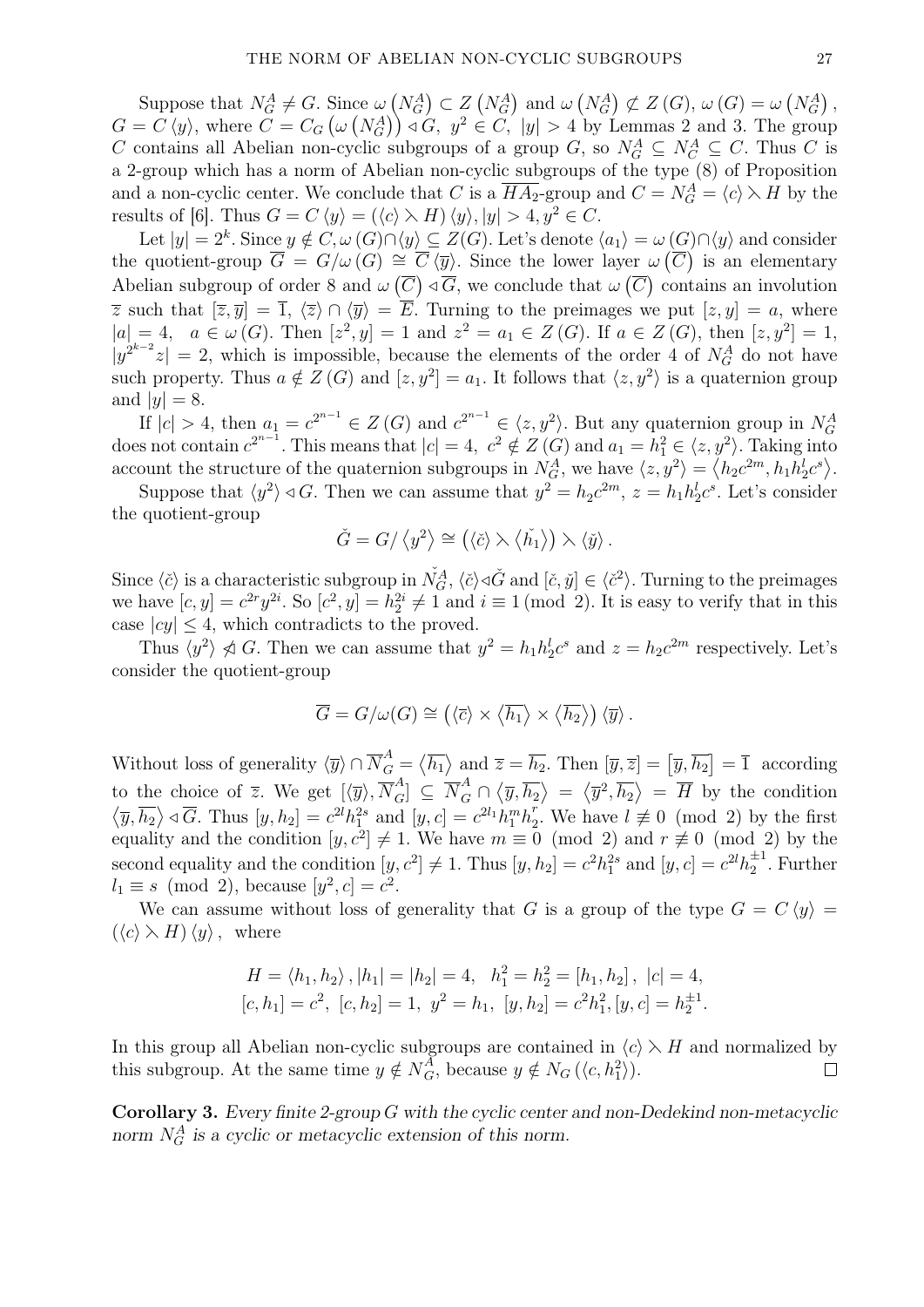Suppose that $N_G^A \neq G$. Since $\omega\left(N_G^A\right) \subset Z\left(N_G^A\right)$ and $\omega\left(N_G^A\right) \not\subset Z\left(G\right)$, $\omega\left(G\right) = \omega\left(N_G^A\right)$, $G = C\left\langle y\right\rangle$, where $C = C_G\left(\omega\left(N_G^A\right)\right) \lhd G$, $y^2 \in C$, $|y| > 4$ by Lemmas 2 and 3. The group $C$ contains all Abelian non-cyclic subgroups of a group $G$, so $N_G^A \subseteq N_C^A \subseteq C$. Thus $C$ is a 2-group which has a norm of Abelian non-cyclic subgroups of the type (8) of Proposition and a non-cyclic center. We conclude that $C$ is a $\overline{HA}_2$-group and $C = N_G^A = \langle c\rangle \leftthreetimes H$ by the results of [6]. Thus $G = C\left\langle y\right\rangle = \left(\langle c\rangle \leftthreetimes H\right)\langle y\rangle, |y| > 4, y^2 \in C$.

Let $|y| = 2^k$. Since $y \notin C, \omega\left(G\right) \cap \langle y\rangle \subseteq Z(G)$. Let's denote $\langle a_1\rangle = \omega\left(G\right) \cap \langle y\rangle$ and consider the quotient-group $\overline{G} = G/\omega\left(G\right) \cong \overline{C}\left\langle \overline{y}\right\rangle$. Since the lower layer $\omega\left(\overline{C}\right)$ is an elementary Abelian subgroup of order 8 and $\omega\left(\overline{C}\right) \lhd \overline{G}$, we conclude that $\omega\left(\overline{C}\right)$ contains an involution $\overline{z}$ such that $[\overline{z}, \overline{y}] = \overline{1}$, $\langle\overline{z}\rangle \cap \langle\overline{y}\rangle = \overline{E}$. Turning to the preimages we put $[z, y] = a$, where $|a| = 4$, $\;a \in \omega\left(G\right)$. Then $[z^2, y] = 1$ and $z^2 = a_1 \in Z\left(G\right)$. If $a \in Z\left(G\right)$, then $[z, y^2] = 1$, $|y^{2^{k-2}}z| = 2$, which is impossible, because the elements of the order 4 of $N_G^A$ do not have such property. Thus $a \notin Z\left(G\right)$ and $[z, y^2] = a_1$. It follows that $\langle z, y^2\rangle$ is a quaternion group and $|y| = 8$.

If $|c| > 4$, then $a_1 = c^{2^{n-1}} \in Z\left(G\right)$ and $c^{2^{n-1}} \in \langle z, y^2\rangle$. But any quaternion group in $N_G^A$ does not contain $c^{2^{n-1}}$. This means that $|c| = 4$, $\;c^2 \notin Z\left(G\right)$ and $a_1 = h_1^2 \in \langle z, y^2\rangle$. Taking into account the structure of the quaternion subgroups in $N_G^A$, we have $\langle z, y^2\rangle = \left\langle h_2c^{2m}, h_1h_2^lc^s\right\rangle$.

Suppose that $\langle y^2\rangle \lhd G$. Then we can assume that $y^2 = h_2c^{2m}$, $\,z = h_1h_2^lc^s$. Let's consider the quotient-group

$$\check{G} = G/\left\langle y^2\right\rangle \cong \left(\langle\check{c}\rangle \leftthreetimes \left\langle\check{h_1}\right\rangle\right) \leftthreetimes \langle\check{y}\rangle\,.$$

Since $\langle\check{c}\rangle$ is a characteristic subgroup in $\check{N}_G^A$, $\langle\check{c}\rangle \lhd \check{G}$ and $[\check{c}, \check{y}] \in \langle\check{c}^2\rangle$. Turning to the preimages we have $[c, y] = c^{2r}y^{2i}$. So $[c^2, y] = h_2^{2i} \neq 1$ and $i \equiv 1 \pmod 2$. It is easy to verify that in this case $|cy| \leq 4$, which contradicts to the proved.

Thus $\langle y^2\rangle \ntriangleleft G$. Then we can assume that $y^2 = h_1h_2^lc^s$ and $z = h_2c^{2m}$ respectively. Let's consider the quotient-group

$$\overline{G} = G/\omega(G) \cong \left(\langle\overline{c}\rangle \times \left\langle\overline{h_1}\right\rangle \times \left\langle\overline{h_2}\right\rangle\right)\langle\overline{y}\rangle\,.$$

Without loss of generality $\langle\overline{y}\rangle \cap \overline{N}_G^A = \left\langle\overline{h_1}\right\rangle$ and $\overline{z} = \overline{h_2}$. Then $[\overline{y}, \overline{z}] = \left[\overline{y}, \overline{h_2}\right] = \overline{1}$ according to the choice of $\overline{z}$. We get $[\langle\overline{y}\rangle, \overline{N}_G^A] \subseteq \overline{N}_G^A \cap \left\langle\overline{y}, \overline{h_2}\right\rangle = \left\langle\overline{y}^2, \overline{h_2}\right\rangle = \overline{H}$ by the condition $\left\langle\overline{y}, \overline{h_2}\right\rangle \lhd \overline{G}$. Thus $[y, h_2] = c^{2l}h_1^{2s}$ and $[y, c] = c^{2l_1}h_1^mh_2^r$. We have $l \not\equiv 0 \pmod 2$ by the first equality and the condition $[y, c^2] \neq 1$. We have $m \equiv 0 \pmod 2$ and $r \not\equiv 0 \pmod 2$ by the second equality and the condition $[y, c^2] \neq 1$. Thus $[y, h_2] = c^2h_1^{2s}$ and $[y, c] = c^{2l}h_2^{\pm 1}$. Further $l_1 \equiv s \pmod 2$, because $[y^2, c] = c^2$.

We can assume without loss of generality that $G$ is a group of the type $G = C\langle y\rangle = \left(\langle c\rangle \leftthreetimes H\right)\langle y\rangle\,,$ where

$$H = \langle h_1, h_2\rangle\,, |h_1| = |h_2| = 4, \;\; h_1^2 = h_2^2 = [h_1, h_2]\,,\; |c| = 4,$$
$$[c, h_1] = c^2,\; [c, h_2] = 1,\; y^2 = h_1,\; [y, h_2] = c^2h_1^2, [y, c] = h_2^{\pm 1}.$$

In this group all Abelian non-cyclic subgroups are contained in $\langle c\rangle \leftthreetimes H$ and normalized by this subgroup. At the same time $y \notin N_G^A$, because $y \notin N_G\left(\langle c, h_1^2\rangle\right)$. $\square$

**Corollary 3.** *Every finite 2-group $G$ with the cyclic center and non-Dedekind non-metacyclic norm $N_G^A$ is a cyclic or metacyclic extension of this norm.*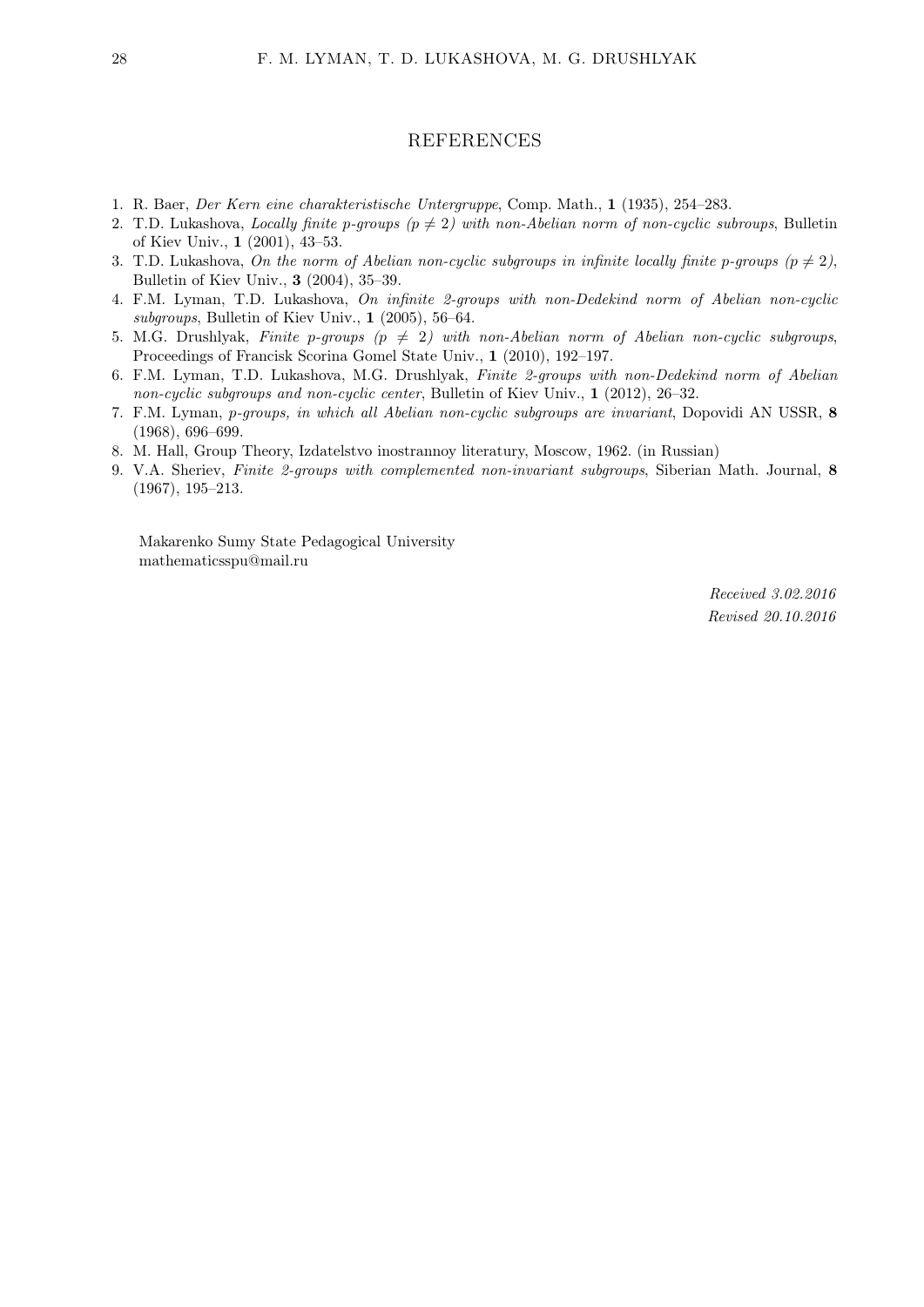## REFERENCES

1. R. Baer, *Der Kern eine charakteristische Untergruppe*, Comp. Math., **1** (1935), 254–283.
2. T.D. Lukashova, *Locally finite p-groups ($p \neq 2$) with non-Abelian norm of non-cyclic subroups*, Bulletin of Kiev Univ., **1** (2001), 43–53.
3. T.D. Lukashova, *On the norm of Abelian non-cyclic subgroups in infinite locally finite p-groups ($p \neq 2$)*, Bulletin of Kiev Univ., **3** (2004), 35–39.
4. F.M. Lyman, T.D. Lukashova, *On infinite 2-groups with non-Dedekind norm of Abelian non-cyclic subgroups*, Bulletin of Kiev Univ., **1** (2005), 56–64.
5. M.G. Drushlyak, *Finite p-groups ($p \neq 2$) with non-Abelian norm of Abelian non-cyclic subgroups*, Proceedings of Francisk Scorina Gomel State Univ., **1** (2010), 192–197.
6. F.M. Lyman, T.D. Lukashova, M.G. Drushlyak, *Finite 2-groups with non-Dedekind norm of Abelian non-cyclic subgroups and non-cyclic center*, Bulletin of Kiev Univ., **1** (2012), 26–32.
7. F.M. Lyman, *p-groups, in which all Abelian non-cyclic subgroups are invariant*, Dopovidi AN USSR, **8** (1968), 696–699.
8. M. Hall, Group Theory, Izdatelstvo inostrannoy literatury, Moscow, 1962. (in Russian)
9. V.A. Sheriev, *Finite 2-groups with complemented non-invariant subgroups*, Siberian Math. Journal, **8** (1967), 195–213.

Makarenko Sumy State Pedagogical University
mathematicsspu@mail.ru

*Received 3.02.2016*
*Revised 20.10.2016*